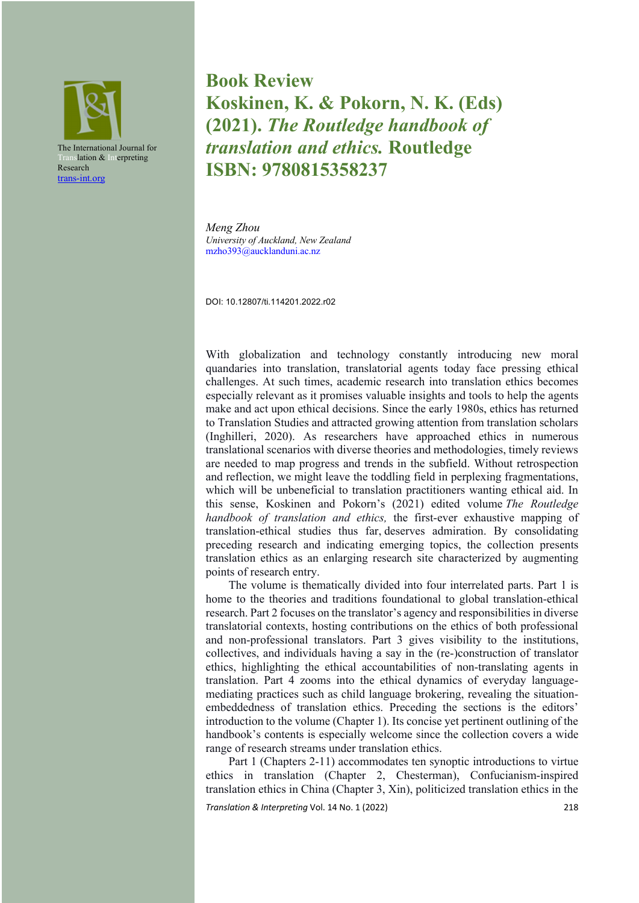The International Journal for Translation & Interpreting Research
trans-int.org

# Book Review
# Koskinen, K. & Pokorn, N. K. (Eds) (2021). *The Routledge handbook of translation and ethics.* Routledge ISBN: 9780815358237

*Meng Zhou*
*University of Auckland, New Zealand*
mzho393@aucklanduni.ac.nz

DOI: 10.12807/ti.114201.2022.r02

With globalization and technology constantly introducing new moral quandaries into translation, translatorial agents today face pressing ethical challenges. At such times, academic research into translation ethics becomes especially relevant as it promises valuable insights and tools to help the agents make and act upon ethical decisions. Since the early 1980s, ethics has returned to Translation Studies and attracted growing attention from translation scholars (Inghilleri, 2020). As researchers have approached ethics in numerous translational scenarios with diverse theories and methodologies, timely reviews are needed to map progress and trends in the subfield. Without retrospection and reflection, we might leave the toddling field in perplexing fragmentations, which will be unbeneficial to translation practitioners wanting ethical aid. In this sense, Koskinen and Pokorn's (2021) edited volume *The Routledge handbook of translation and ethics,* the first-ever exhaustive mapping of translation-ethical studies thus far, deserves admiration. By consolidating preceding research and indicating emerging topics, the collection presents translation ethics as an enlarging research site characterized by augmenting points of research entry.

The volume is thematically divided into four interrelated parts. Part 1 is home to the theories and traditions foundational to global translation-ethical research. Part 2 focuses on the translator's agency and responsibilities in diverse translatorial contexts, hosting contributions on the ethics of both professional and non-professional translators. Part 3 gives visibility to the institutions, collectives, and individuals having a say in the (re-)construction of translator ethics, highlighting the ethical accountabilities of non-translating agents in translation. Part 4 zooms into the ethical dynamics of everyday language-mediating practices such as child language brokering, revealing the situation-embeddedness of translation ethics. Preceding the sections is the editors' introduction to the volume (Chapter 1). Its concise yet pertinent outlining of the handbook's contents is especially welcome since the collection covers a wide range of research streams under translation ethics.

Part 1 (Chapters 2-11) accommodates ten synoptic introductions to virtue ethics in translation (Chapter 2, Chesterman), Confucianism-inspired translation ethics in China (Chapter 3, Xin), politicized translation ethics in the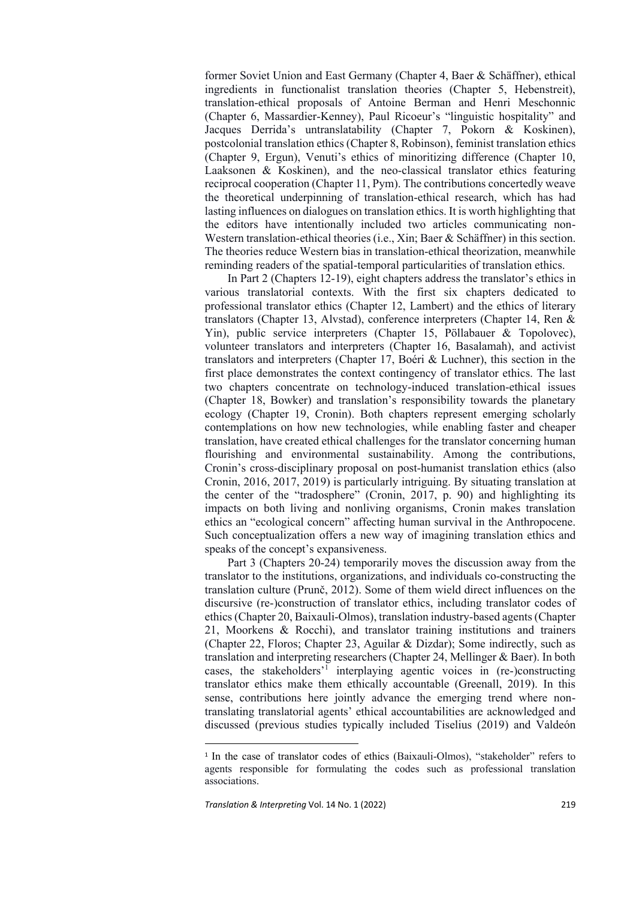former Soviet Union and East Germany (Chapter 4, Baer & Schäffner), ethical ingredients in functionalist translation theories (Chapter 5, Hebenstreit), translation-ethical proposals of Antoine Berman and Henri Meschonnic (Chapter 6, Massardier-Kenney), Paul Ricoeur's "linguistic hospitality" and Jacques Derrida's untranslatability (Chapter 7, Pokorn & Koskinen), postcolonial translation ethics (Chapter 8, Robinson), feminist translation ethics (Chapter 9, Ergun), Venuti's ethics of minoritizing difference (Chapter 10, Laaksonen & Koskinen), and the neo-classical translator ethics featuring reciprocal cooperation (Chapter 11, Pym). The contributions concertedly weave the theoretical underpinning of translation-ethical research, which has had lasting influences on dialogues on translation ethics. It is worth highlighting that the editors have intentionally included two articles communicating non-Western translation-ethical theories (i.e., Xin; Baer & Schäffner) in this section. The theories reduce Western bias in translation-ethical theorization, meanwhile reminding readers of the spatial-temporal particularities of translation ethics.

In Part 2 (Chapters 12-19), eight chapters address the translator's ethics in various translatorial contexts. With the first six chapters dedicated to professional translator ethics (Chapter 12, Lambert) and the ethics of literary translators (Chapter 13, Alvstad), conference interpreters (Chapter 14, Ren & Yin), public service interpreters (Chapter 15, Pöllabauer & Topolovec), volunteer translators and interpreters (Chapter 16, Basalamah), and activist translators and interpreters (Chapter 17, Boéri & Luchner), this section in the first place demonstrates the context contingency of translator ethics. The last two chapters concentrate on technology-induced translation-ethical issues (Chapter 18, Bowker) and translation's responsibility towards the planetary ecology (Chapter 19, Cronin). Both chapters represent emerging scholarly contemplations on how new technologies, while enabling faster and cheaper translation, have created ethical challenges for the translator concerning human flourishing and environmental sustainability. Among the contributions, Cronin's cross-disciplinary proposal on post-humanist translation ethics (also Cronin, 2016, 2017, 2019) is particularly intriguing. By situating translation at the center of the "tradosphere" (Cronin, 2017, p. 90) and highlighting its impacts on both living and nonliving organisms, Cronin makes translation ethics an "ecological concern" affecting human survival in the Anthropocene. Such conceptualization offers a new way of imagining translation ethics and speaks of the concept's expansiveness.

Part 3 (Chapters 20-24) temporarily moves the discussion away from the translator to the institutions, organizations, and individuals co-constructing the translation culture (Prunč, 2012). Some of them wield direct influences on the discursive (re-)construction of translator ethics, including translator codes of ethics (Chapter 20, Baixauli-Olmos), translation industry-based agents (Chapter 21, Moorkens & Rocchi), and translator training institutions and trainers (Chapter 22, Floros; Chapter 23, Aguilar & Dizdar); Some indirectly, such as translation and interpreting researchers (Chapter 24, Mellinger & Baer). In both cases, the stakeholders'[1] interplaying agentic voices in (re-)constructing translator ethics make them ethically accountable (Greenall, 2019). In this sense, contributions here jointly advance the emerging trend where non-translating translatorial agents' ethical accountabilities are acknowledged and discussed (previous studies typically included Tiselius (2019) and Valdeón

[1] In the case of translator codes of ethics (Baixauli-Olmos), "stakeholder" refers to agents responsible for formulating the codes such as professional translation associations.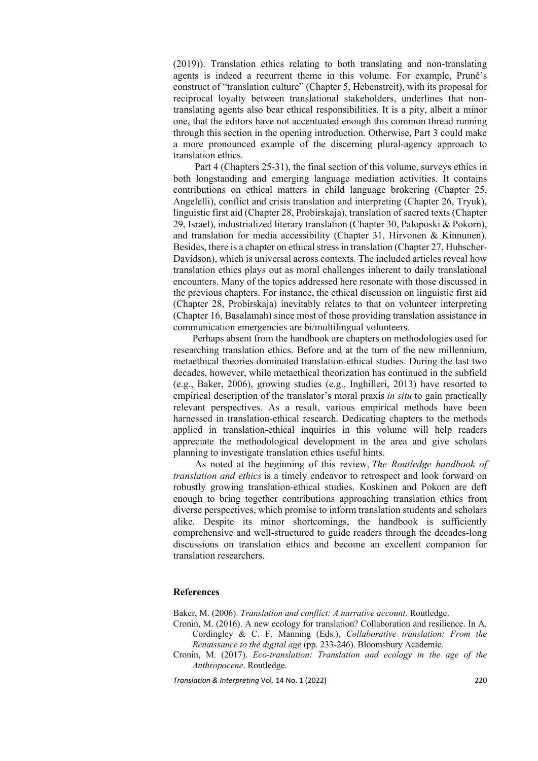(2019)). Translation ethics relating to both translating and non-translating agents is indeed a recurrent theme in this volume. For example, Prunč's construct of "translation culture" (Chapter 5, Hebenstreit), with its proposal for reciprocal loyalty between translational stakeholders, underlines that non-translating agents also bear ethical responsibilities. It is a pity, albeit a minor one, that the editors have not accentuated enough this common thread running through this section in the opening introduction. Otherwise, Part 3 could make a more pronounced example of the discerning plural-agency approach to translation ethics.

Part 4 (Chapters 25-31), the final section of this volume, surveys ethics in both longstanding and emerging language mediation activities. It contains contributions on ethical matters in child language brokering (Chapter 25, Angelelli), conflict and crisis translation and interpreting (Chapter 26, Tryuk), linguistic first aid (Chapter 28, Probirskaja), translation of sacred texts (Chapter 29, Israel), industrialized literary translation (Chapter 30, Paloposki & Pokorn), and translation for media accessibility (Chapter 31, Hirvonen & Kinnunen). Besides, there is a chapter on ethical stress in translation (Chapter 27, Hubscher-Davidson), which is universal across contexts. The included articles reveal how translation ethics plays out as moral challenges inherent to daily translational encounters. Many of the topics addressed here resonate with those discussed in the previous chapters. For instance, the ethical discussion on linguistic first aid (Chapter 28, Probirskaja) inevitably relates to that on volunteer interpreting (Chapter 16, Basalamah) since most of those providing translation assistance in communication emergencies are bi/multilingual volunteers.

Perhaps absent from the handbook are chapters on methodologies used for researching translation ethics. Before and at the turn of the new millennium, metaethical theories dominated translation-ethical studies. During the last two decades, however, while metaethical theorization has continued in the subfield (e.g., Baker, 2006), growing studies (e.g., Inghilleri, 2013) have resorted to empirical description of the translator's moral praxis *in situ* to gain practically relevant perspectives. As a result, various empirical methods have been harnessed in translation-ethical research. Dedicating chapters to the methods applied in translation-ethical inquiries in this volume will help readers appreciate the methodological development in the area and give scholars planning to investigate translation ethics useful hints.

As noted at the beginning of this review, *The Routledge handbook of translation and ethics* is a timely endeavor to retrospect and look forward on robustly growing translation-ethical studies. Koskinen and Pokorn are deft enough to bring together contributions approaching translation ethics from diverse perspectives, which promise to inform translation students and scholars alike. Despite its minor shortcomings, the handbook is sufficiently comprehensive and well-structured to guide readers through the decades-long discussions on translation ethics and become an excellent companion for translation researchers.

## References

Baker, M. (2006). *Translation and conflict: A narrative account*. Routledge.

Cronin, M. (2016). A new ecology for translation? Collaboration and resilience. In A. Cordingley & C. F. Manning (Eds.), *Collaborative translation: From the Renaissance to the digital age* (pp. 233-246). Bloomsbury Academic.

Cronin, M. (2017). *Eco-translation: Translation and ecology in the age of the Anthropocene*. Routledge.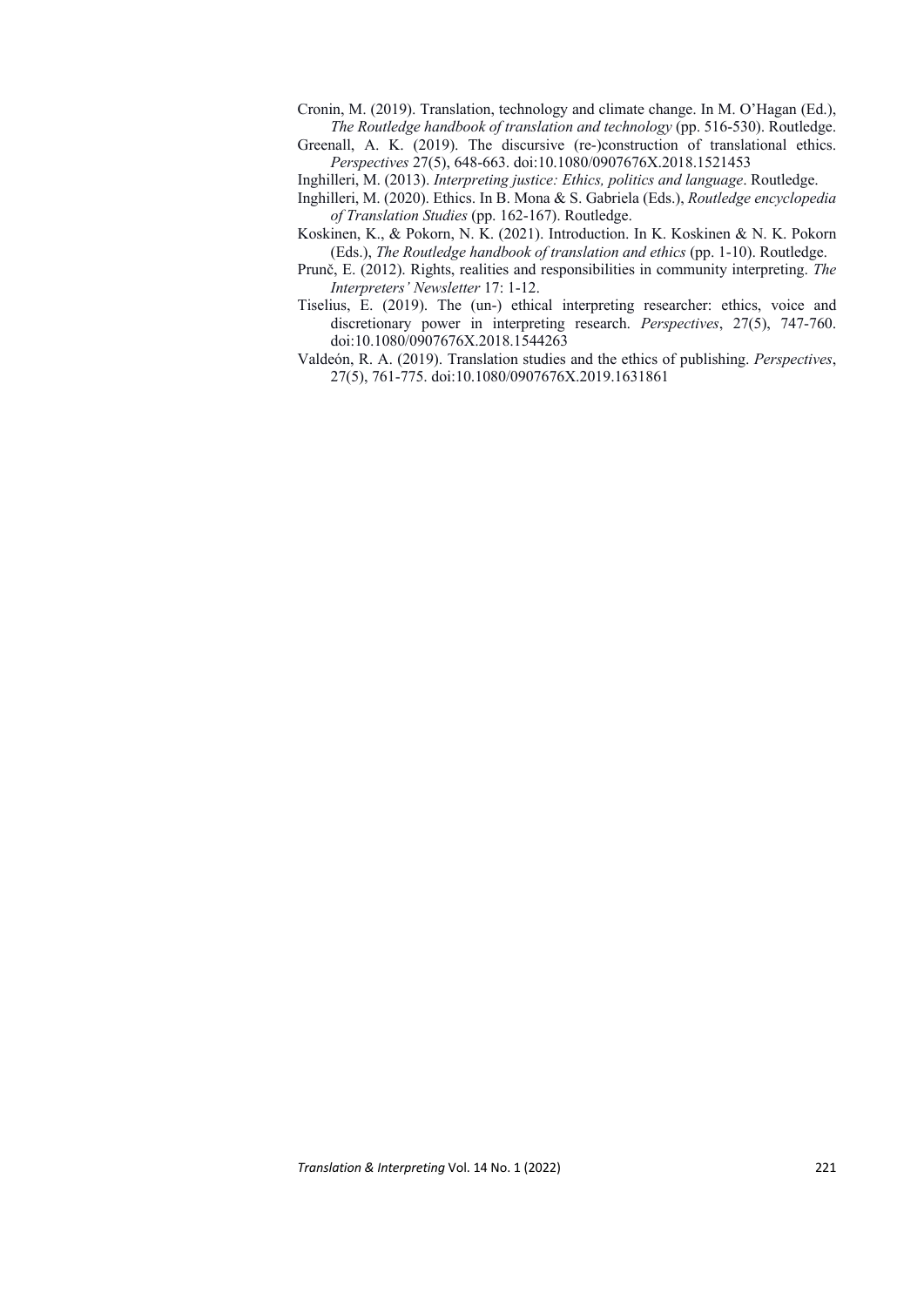Cronin, M. (2019). Translation, technology and climate change. In M. O'Hagan (Ed.), *The Routledge handbook of translation and technology* (pp. 516-530). Routledge.

Greenall, A. K. (2019). The discursive (re-)construction of translational ethics. *Perspectives* 27(5), 648-663. doi:10.1080/0907676X.2018.1521453

Inghilleri, M. (2013). *Interpreting justice: Ethics, politics and language*. Routledge.

Inghilleri, M. (2020). Ethics. In B. Mona & S. Gabriela (Eds.), *Routledge encyclopedia of Translation Studies* (pp. 162-167). Routledge.

Koskinen, K., & Pokorn, N. K. (2021). Introduction. In K. Koskinen & N. K. Pokorn (Eds.), *The Routledge handbook of translation and ethics* (pp. 1-10). Routledge.

Prunč, E. (2012). Rights, realities and responsibilities in community interpreting. *The Interpreters' Newsletter* 17: 1-12.

Tiselius, E. (2019). The (un-) ethical interpreting researcher: ethics, voice and discretionary power in interpreting research. *Perspectives*, 27(5), 747-760. doi:10.1080/0907676X.2018.1544263

Valdeón, R. A. (2019). Translation studies and the ethics of publishing. *Perspectives*, 27(5), 761-775. doi:10.1080/0907676X.2019.1631861